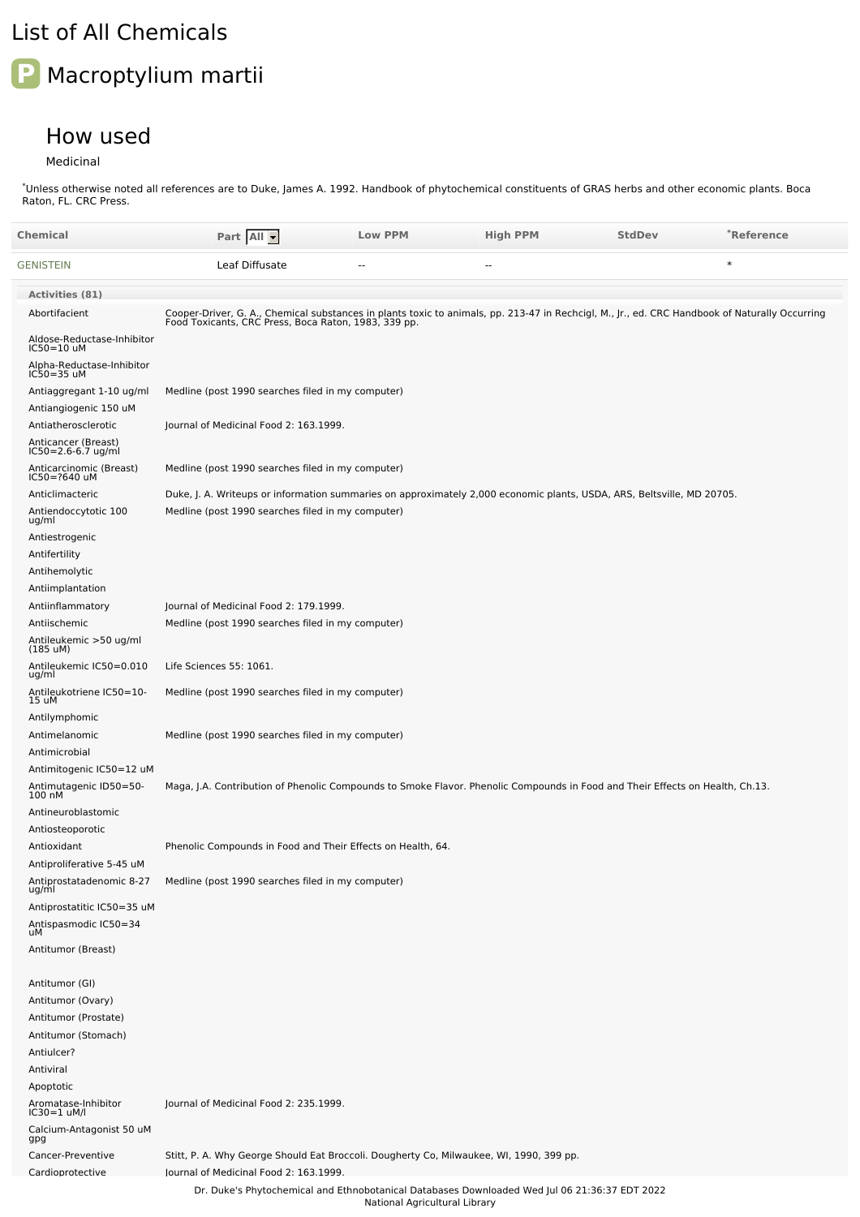# List of All Chemicals

## Macroptylium martii

### How used

Medicinal

*Unless otherwise noted all references are to Duke, James A. 1992. Handbook of phytochemical constituents of GRAS herbs and other economic plants. Boca Raton, FL. CRC Press.

| Chemical | Part | Low PPM | High PPM | StdDev | *Reference |
|---|---|---|---|---|---|
| GENISTEIN | Leaf Diffusate | -- | -- | | * |

**Activities (81)**

| Activity | Reference |
|---|---|
| Abortifacient | Cooper-Driver, G. A., Chemical substances in plants toxic to animals, pp. 213-47 in Rechcigl, M., Jr., ed. CRC Handbook of Naturally Occurring Food Toxicants, CRC Press, Boca Raton, 1983, 339 pp. |
| Aldose-Reductase-Inhibitor IC50=10 uM | |
| Alpha-Reductase-Inhibitor IC50=35 uM | |
| Antiaggregant 1-10 ug/ml | Medline (post 1990 searches filed in my computer) |
| Antiangiogenic 150 uM | |
| Antiatherosclerotic | Journal of Medicinal Food 2: 163.1999. |
| Anticancer (Breast) IC50=2.6-6.7 ug/ml | |
| Anticarcinomic (Breast) IC50=?640 uM | Medline (post 1990 searches filed in my computer) |
| Anticlimacteric | Duke, J. A. Writeups or information summaries on approximately 2,000 economic plants, USDA, ARS, Beltsville, MD 20705. |
| Antiendoccytotic 100 ug/ml | Medline (post 1990 searches filed in my computer) |
| Antiestrogenic | |
| Antifertility | |
| Antihemolytic | |
| Antiimplantation | |
| Antiinflammatory | Journal of Medicinal Food 2: 179.1999. |
| Antiischemic | Medline (post 1990 searches filed in my computer) |
| Antileukemic >50 ug/ml (185 uM) | |
| Antileukemic IC50=0.010 ug/ml | Life Sciences 55: 1061. |
| Antileukotriene IC50=10-15 uM | Medline (post 1990 searches filed in my computer) |
| Antilymphomic | |
| Antimelanomic | Medline (post 1990 searches filed in my computer) |
| Antimicrobial | |
| Antimitogenic IC50=12 uM | |
| Antimutagenic ID50=50-100 nM | Maga, J.A. Contribution of Phenolic Compounds to Smoke Flavor. Phenolic Compounds in Food and Their Effects on Health, Ch.13. |
| Antineuroblastomic | |
| Antiosteoporotic | |
| Antioxidant | Phenolic Compounds in Food and Their Effects on Health, 64. |
| Antiproliferative 5-45 uM | |
| Antiprostatadenomic 8-27 ug/ml | Medline (post 1990 searches filed in my computer) |
| Antiprostatitic IC50=35 uM | |
| Antispasmodic IC50=34 uM | |
| Antitumor (Breast) | |
| Antitumor (GI) | |
| Antitumor (Ovary) | |
| Antitumor (Prostate) | |
| Antitumor (Stomach) | |
| Antiulcer? | |
| Antiviral | |
| Apoptotic | |
| Aromatase-Inhibitor IC30=1 uM/l | Journal of Medicinal Food 2: 235.1999. |
| Calcium-Antagonist 50 uM gpg | |
| Cancer-Preventive | Stitt, P. A. Why George Should Eat Broccoli. Dougherty Co, Milwaukee, WI, 1990, 399 pp. |
| Cardioprotective | Journal of Medicinal Food 2: 163.1999. |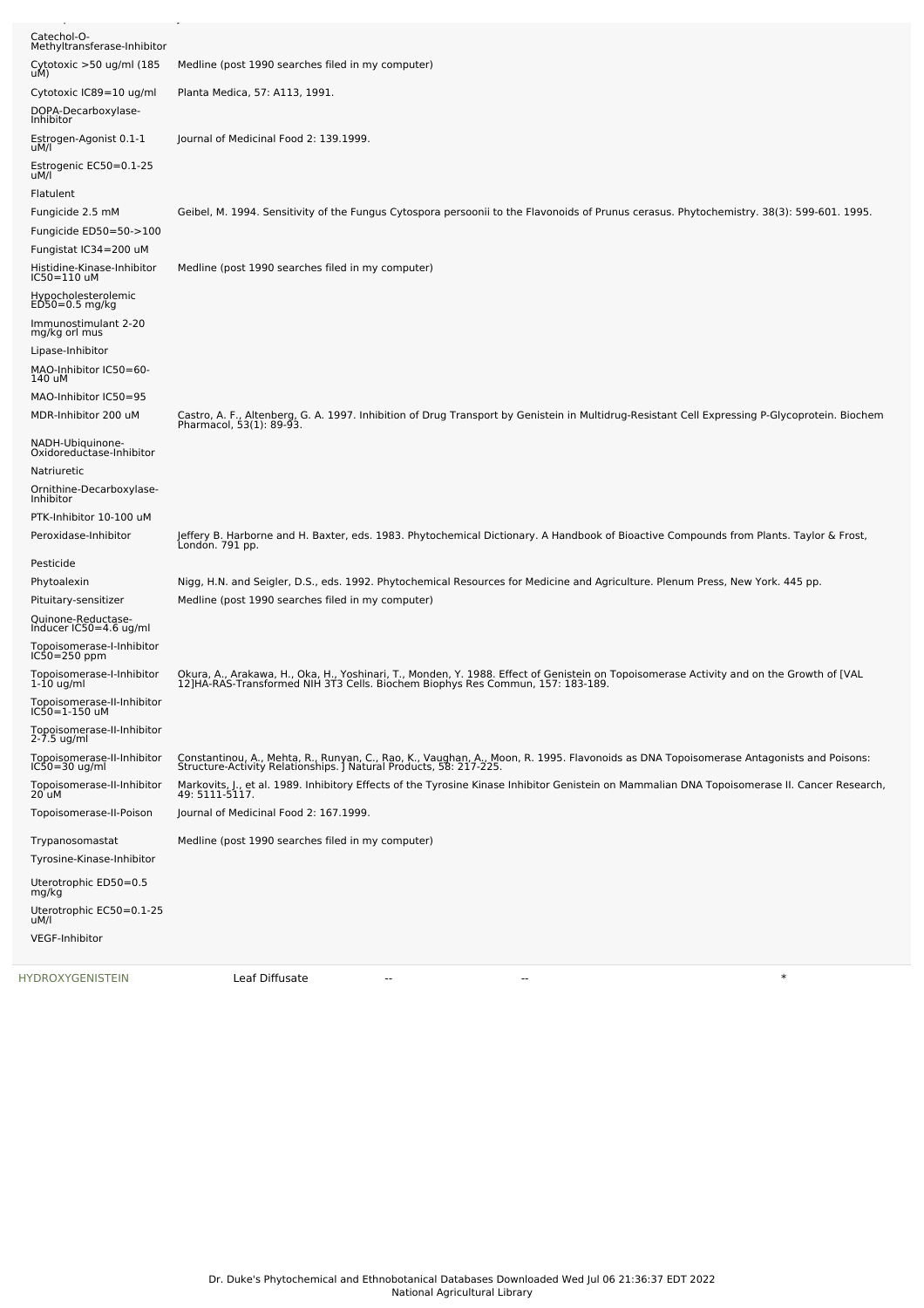| | |
|---|---|
| Catechol-O-Methyltransferase-Inhibitor | |
| Cytotoxic >50 ug/ml (185 uM) | Medline (post 1990 searches filed in my computer) |
| Cytotoxic IC89=10 ug/ml | Planta Medica, 57: A113, 1991. |
| DOPA-Decarboxylase-Inhibitor | |
| Estrogen-Agonist 0.1-1 uM/l | Journal of Medicinal Food 2: 139.1999. |
| Estrogenic EC50=0.1-25 uM/l | |
| Flatulent | |
| Fungicide 2.5 mM | Geibel, M. 1994. Sensitivity of the Fungus Cytospora persoonii to the Flavonoids of Prunus cerasus. Phytochemistry. 38(3): 599-601. 1995. |
| Fungicide ED50=50->100 | |
| Fungistat IC34=200 uM | |
| Histidine-Kinase-Inhibitor IC50=110 uM | Medline (post 1990 searches filed in my computer) |
| Hypocholesterolemic ED50=0.5 mg/kg | |
| Immunostimulant 2-20 mg/kg orl mus | |
| Lipase-Inhibitor | |
| MAO-Inhibitor IC50=60-140 uM | |
| MAO-Inhibitor IC50=95 | |
| MDR-Inhibitor 200 uM | Castro, A. F., Altenberg, G. A. 1997. Inhibition of Drug Transport by Genistein in Multidrug-Resistant Cell Expressing P-Glycoprotein. Biochem Pharmacol, 53(1): 89-93. |
| NADH-Ubiquinone-Oxidoreductase-Inhibitor | |
| Natriuretic | |
| Ornithine-Decarboxylase-Inhibitor | |
| PTK-Inhibitor 10-100 uM | |
| Peroxidase-Inhibitor | Jeffery B. Harborne and H. Baxter, eds. 1983. Phytochemical Dictionary. A Handbook of Bioactive Compounds from Plants. Taylor & Frost, London. 791 pp. |
| Pesticide | |
| Phytoalexin | Nigg, H.N. and Seigler, D.S., eds. 1992. Phytochemical Resources for Medicine and Agriculture. Plenum Press, New York. 445 pp. |
| Pituitary-sensitizer | Medline (post 1990 searches filed in my computer) |
| Quinone-Reductase-Inducer IC50=4.6 ug/ml | |
| Topoisomerase-I-Inhibitor IC50=250 ppm | |
| Topoisomerase-I-Inhibitor 1-10 ug/ml | Okura, A., Arakawa, H., Oka, H., Yoshinari, T., Monden, Y. 1988. Effect of Genistein on Topoisomerase Activity and on the Growth of [VAL 12]HA-RAS-Transformed NIH 3T3 Cells. Biochem Biophys Res Commun, 157: 183-189. |
| Topoisomerase-II-Inhibitor IC50=1-150 uM | |
| Topoisomerase-II-Inhibitor 2-7.5 ug/ml | |
| Topoisomerase-II-Inhibitor IC50=30 ug/ml | Constantinou, A., Mehta, R., Runyan, C., Rao, K., Vaughan, A., Moon, R. 1995. Flavonoids as DNA Topoisomerase Antagonists and Poisons: Structure-Activity Relationships. J Natural Products, 58: 217-225. |
| Topoisomerase-II-Inhibitor 20 uM | Markovits, J., et al. 1989. Inhibitory Effects of the Tyrosine Kinase Inhibitor Genistein on Mammalian DNA Topoisomerase II. Cancer Research, 49: 5111-5117. |
| Topoisomerase-II-Poison | Journal of Medicinal Food 2: 167.1999. |
| Trypanosomastat | Medline (post 1990 searches filed in my computer) |
| Tyrosine-Kinase-Inhibitor | |
| Uterotrophic ED50=0.5 mg/kg | |
| Uterotrophic EC50=0.1-25 uM/l | |
| VEGF-Inhibitor | |

| | | | | |
|---|---|---|---|---|
| HYDROXYGENISTEIN | Leaf Diffusate | -- | -- | * |